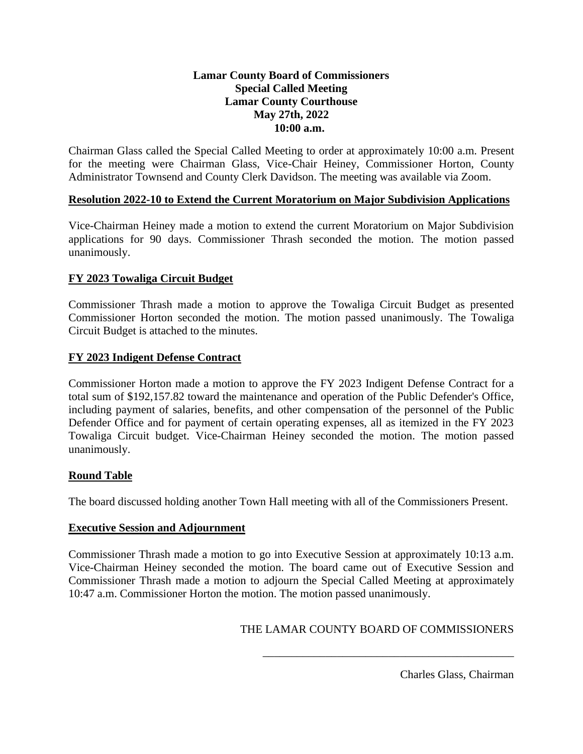**Lamar County Board of Commissioners**
**Special Called Meeting**
**Lamar County Courthouse**
**May 27th, 2022**
**10:00 a.m.**

Chairman Glass called the Special Called Meeting to order at approximately 10:00 a.m. Present for the meeting were Chairman Glass, Vice-Chair Heiney, Commissioner Horton, County Administrator Townsend and County Clerk Davidson. The meeting was available via Zoom.

## Resolution 2022-10 to Extend the Current Moratorium on Major Subdivision Applications

Vice-Chairman Heiney made a motion to extend the current Moratorium on Major Subdivision applications for 90 days. Commissioner Thrash seconded the motion. The motion passed unanimously.

## FY 2023 Towaliga Circuit Budget

Commissioner Thrash made a motion to approve the Towaliga Circuit Budget as presented Commissioner Horton seconded the motion. The motion passed unanimously. The Towaliga Circuit Budget is attached to the minutes.

## FY 2023 Indigent Defense Contract

Commissioner Horton made a motion to approve the FY 2023 Indigent Defense Contract for a total sum of $192,157.82 toward the maintenance and operation of the Public Defender's Office, including payment of salaries, benefits, and other compensation of the personnel of the Public Defender Office and for payment of certain operating expenses, all as itemized in the FY 2023 Towaliga Circuit budget. Vice-Chairman Heiney seconded the motion. The motion passed unanimously.

## Round Table

The board discussed holding another Town Hall meeting with all of the Commissioners Present.

## Executive Session and Adjournment

Commissioner Thrash made a motion to go into Executive Session at approximately 10:13 a.m. Vice-Chairman Heiney seconded the motion. The board came out of Executive Session and Commissioner Thrash made a motion to adjourn the Special Called Meeting at approximately 10:47 a.m. Commissioner Horton the motion. The motion passed unanimously.

THE LAMAR COUNTY BOARD OF COMMISSIONERS

\_\_\_\_\_\_\_\_\_\_\_\_\_\_\_\_\_\_\_\_\_\_\_\_\_\_\_\_\_\_\_\_\_\_\_\_\_\_\_\_\_\_\_\_

Charles Glass, Chairman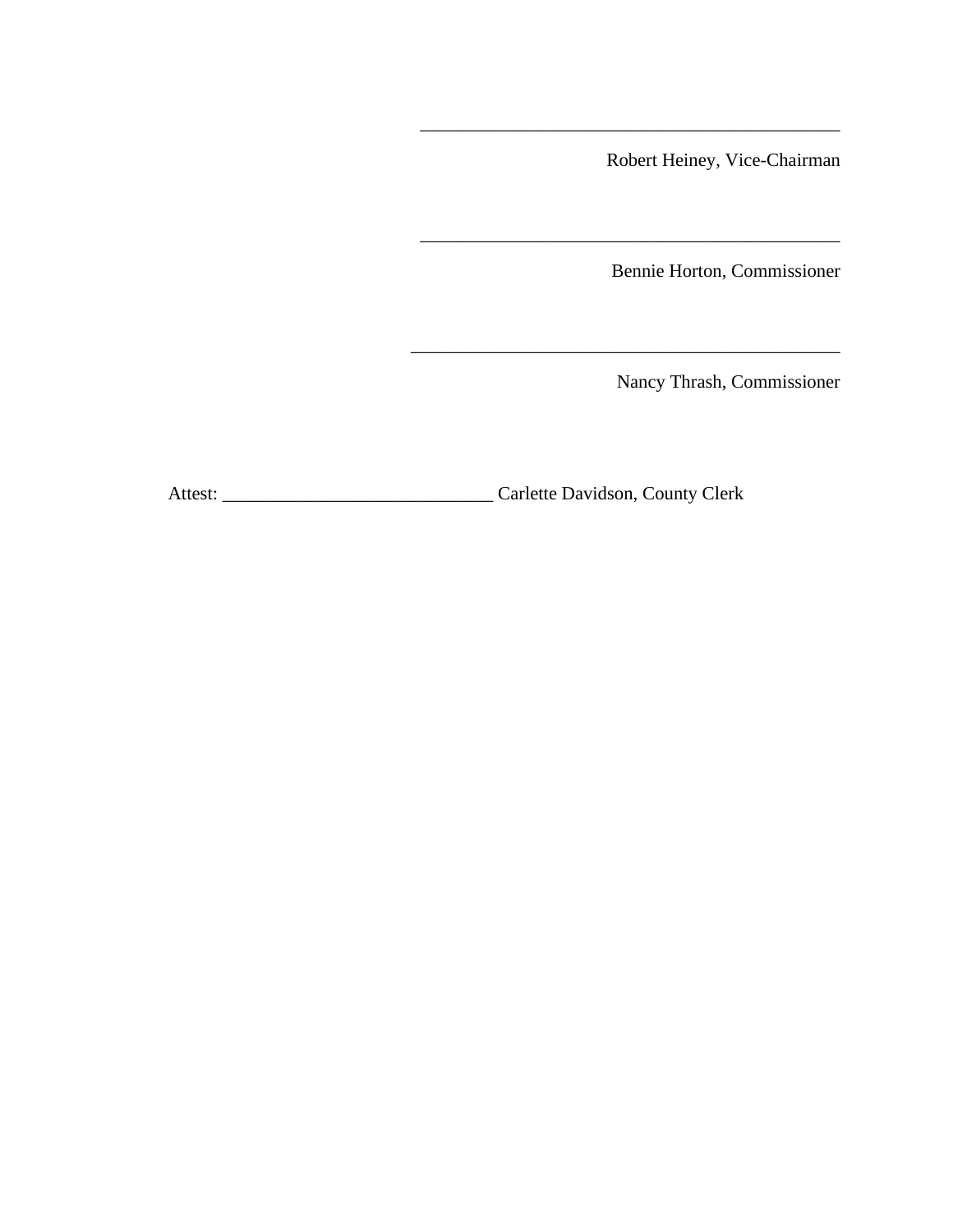\_\_\_\_\_\_\_\_\_\_\_\_\_\_\_\_\_\_\_\_\_\_\_\_\_\_\_\_\_\_\_\_\_\_\_\_\_\_\_\_\_\_\_\_\_

Robert Heiney, Vice-Chairman

\_\_\_\_\_\_\_\_\_\_\_\_\_\_\_\_\_\_\_\_\_\_\_\_\_\_\_\_\_\_\_\_\_\_\_\_\_\_\_\_\_\_\_\_\_

Bennie Horton, Commissioner

\_\_\_\_\_\_\_\_\_\_\_\_\_\_\_\_\_\_\_\_\_\_\_\_\_\_\_\_\_\_\_\_\_\_\_\_\_\_\_\_\_\_\_\_\_\_

Nancy Thrash, Commissioner

Attest: \_\_\_\_\_\_\_\_\_\_\_\_\_\_\_\_\_\_\_\_\_\_\_\_\_\_\_\_\_\_ Carlette Davidson, County Clerk